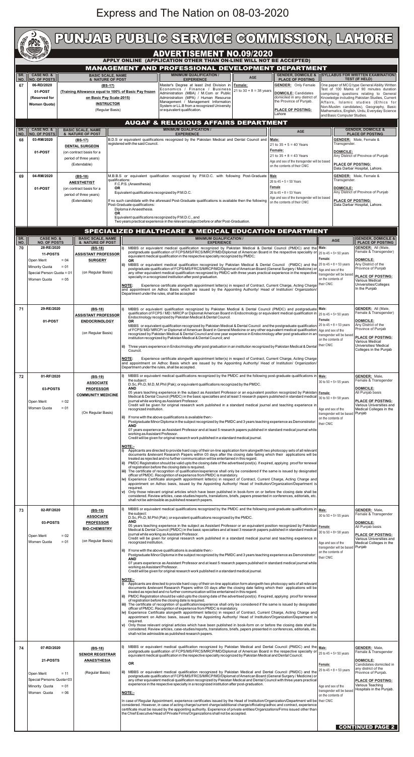# Express and The Nation on 08-03-2020

# PUNJAB PUBLIC SERVICE COMMISSION, LAHORE

## ADVERTISEMENT NO.09/2020

**APPLY ONLINE (APPLICATION OTHER THAN ON-LINE WILL NOT BE ACCEPTED)**

### MANAGEMENT AND PROFESSIONAL DEVELOPMENT DEPARTMENT

| SR. NO. | CASE NO. & NO. OF POSTS | BASIC SCALE, NAME & NATURE OF POST | MINIMUM QUALIFICATION / EXPERIENCE | AGE | GENDER, DOMICILE & PLACE OF POSTING | SYLLABUS FOR WRITTEN EXAMINATION/ TEST (IF HELD) |
|---|---|---|---|---|---|---|
| 67 | 06-RD/2020<br>01-POST<br>(Reserved for Women Quota) | (BS-17)<br>(Training Allowance equal to 100% of Basic Pay frozen on Basic Pay Scale-2015)<br>INSTRUCTOR<br>(Regular Basis) | Master's Degree at least 2nd Division in Economics / Finance / Business Administration (MBA) / M.Com or Public Administration (MPA) / Human Resource Management / Management Information System or LL.B from a recognized University or equivalent qualification. | Female:<br>21 to 30 + 8 = 38 years | GENDER: Only Female<br>DOMICILE: Candidates domiciled in any district of the Province of Punjab.<br>PLACE OF POSTING: Lahore | One paper of MCQ type General Ability Written Test of 100 Marks of 90 minutes duration comprising questions relating to General Knowledge including Pakistan Studies, Current Affairs, Islamic studies (Ethics for Non-Muslim candidates), Geography, Basic Mathematics, English, Urdu, Everyday Science and Basic Computer Studies. |

### AUQAF & RELIGIOUS AFFAIRS DEPARTMENT

| SR. NO. | CASE NO. & NO. OF POSTS | BASIC SCALE, NAME & NATURE OF POST | MINIMUM QUALIFICATION / EXPERIENCE | AGE | GENDER, DOMICILE & PLACE OF POSTING |
|---|---|---|---|---|---|
| 68 | 03-RM/2020<br>01-POST | (BS-17)<br>DENTAL SURGEON<br>(on contract basis for a period of three years)<br>(Extendable) | B.D.S or equivalent qualifications recognized by the Pakistan Medical and Dental Council and registered with the said Council. | Male:<br>21 to 35 + 5 = 40 Years<br>Female:<br>21 to 35 + 8 = 43 Years<br>Age and sex of the transgender will be based on the contents of their CNIC | GENDER: Male, Female & Transgender.<br>DOMICILE: Any District of Province of Punjab<br>PLACE OF POSTING: Data Darbar Hospital, Lahore. |
| 69 | 04-RM/2020<br>01-POST | (BS-18)<br>ANESTHETIST<br>(on contract basis for a period of three years)<br>(Extendable) | M.B.B.S or equivalent qualification recognized by P.M.D.C. with following Post-Graduate qualifications:<br>F.C.P.S. (Anaesthesia)<br>OR<br>Equivalent qualifications recognized by P.M.D.C.<br>If no such candidate with the aforesaid Post-Graduate qualifications is available then the following Post-Graduate qualifications:<br>Diploma in Anaesthesia.<br>OR<br>Equivalent qualifications recognized by P.M.D.C., and<br>Two years practical experience in the relevant subject before or after Post-Graduation. | Male<br>26 to 45 + 5 = 50 Years<br>Female<br>26 to 45 + 8 = 53 Years<br>Age and sex of the transgender will be based on the contents of their CNIC | GENDER: Male, Female & Transgender.<br>DOMICILE: Any District of Province of Punjab<br>PLACE OF POSTING: Data Darbar Hospital, Lahore. |

### SPECIALIZED HEALTHCARE & MEDICAL EDUCATION DEPARTMENT

| SR. NO. | CASE NO. & NO. OF POSTS | BASIC SCALE, NAME & NATURE OF POST | MINIMUM QUALIFICATION / EXPERIENCE | AGE | GENDER, DOMICILE & PLACE OF POSTING |
|---|---|---|---|---|---|
| 70 | 28-RE/2020<br>11-POSTS<br>Open Merit = 04<br>Minority Quota = 01<br>Special Person Quota = 01<br>Women Quota = 05 | (BS-18)<br>ASSISTANT PROFESSOR SURGERY<br>(on Regular Basis) | i) MBBS or equivalent medical qualification recognized by Pakistan Medical & Dental Council (PMDC) and the postgraduate qualification of FCPS/MS/FRCS/MRCP/MD/Diplomat of American Board in the Respective speciality or equivalent medical qualification in the respective specialty recognized by PMDC;<br>OR<br>ii) MBBS or equivalent medical qualification recognized by Pakistan Medical & Dental Council (PMDC) and the postgraduate qualification of FCPS/MS/FRCS/MRCP/MD/Diplomat of American Board (General Surgery / Medicine) or any other equivalent medical qualification recognized by PMDC with three years practical experience in the respective specialty in a recognized institution after post graduation.<br>NOTE: Experience certificate alongwith appointment letter(s) in respect of Contract, Current Charge, Acting Charge and appointment on Adhoc Basis which are issued by the Appointing Authority/ Head of Institution/ Organization/ Department under the rules, shall be accepted | Male:<br>25 to 45 + 5= 50 years<br>Female:<br>25 to 45 + 8 = 53 years<br>Age and sex of the transgender will be based on the contents of their CNIC | GENDER: All (Male, Female & Transgender)<br>DOMICILE: Any District of the Province of Punjab<br>PLACE OF POSTING: Various Medical Universities/Colleges In the Punjab |
| 71 | 29-RE/2020<br>01-POST | (BS-18)<br>ASSISTANT PROFESSOR ENDOCRINOLOGY<br>(on Regular Basis) | i) MBBS or equivalent qualification recognized by Pakistan Medical & Dental Council (PMDC) and postgraduate qualification of FCPS / MD / MRCP or Diplomat American Board in Endocrinology or equivalent medical qualification in Endocrinology recognized by Pakistan Medical & Dental Council.<br>OR<br>MBBS or equivalent qualification recognized by Pakistan Medical & Dental Council and the postgraduate qualification of FCPS/ MD/ MRCP/ or Diplomat of American Board in General Medicine or any other equivalent medical qualification recognized by Pakistan Medical & Dental Council and one year experience in Endocrinology after post graduation in an institution recognized by Pakistan Medical & Dental Council; and<br>ii) Three years experience in Endocrinology after post graduation in an institution recognized by Pakistan Medical & Dental Council.<br>NOTE: Experience certificate alongwith appointment letter(s) in respect of Contract, Current Charge, Acting Charge and appointment on Adhoc Basis which are issued by the Appointing Authority/ Head of Institution/ Organization/ Department under the rules, shall be accepted. | Male:<br>25 to 45 + 5= 50 years<br>Female:<br>25 to 45 + 8 = 53 years<br>Age and sex of the transgender will be based on the contents of their CNIC | GENDER: All (Male, Female & Transgender)<br>DOMICILE: Any District of the Province of Punjab<br>PLACE OF POSTING: Various Medical Universities/ Medical Colleges in the Punjab |
| 72 | 01-RF/2020<br>03-POSTS<br>Open Merit = 02<br>Women Quota = 01 | (BS-19)<br>ASSOCIATE PROFESSOR COMMUNITY MEDICINE<br>(On Regular Basis) | i) MBBS or equivalent medical qualifications recognized by the PMDC and the following post-graduate qualifications in the subject:<br>D.Sc, Ph.D, M.D, M.Phil (Pak); or equivalent qualifications recognized by the PMDC.<br>AND<br>05 years teaching experience in the subject as Assistant Professor or an equivalent position recognized by Pakistan Medical & Dental Council (PMDC) in the basic specialties and at least 3 research papers published in standard medical journal while working as Assistant Professor.<br>Credit will be given for original research work published in a standard medical journal and teaching experience in recognized institution.<br>ii) If none with the above qualifications is available then:-<br>Postgraduate Minor Diploma in the subject recognized by the PMDC and 3 years teaching experience as Demonstrator:<br>AND<br>07 years experience as Assistant Professor and at least 5 research papers published in standard medical journal while working as Assistant Professor.<br>Credit will be given for original research work published in a standard medical journal.<br>NOTE:-<br>i) Applicants are directed to provide hard copy of their on-line application form alongwith two photocopy sets of all relevant documents &relevant Research Papers within 03 days after the closing date failing which their applications will be treated as rejected and no further communication will be entertained in this regard.<br>ii) PMDC Registration should be valid upto the closing date of the advertised post(s). If expired, applying proof for renewal of registration before the closing date is required.<br>iii) The certificate of recognition of qualification/experience shall only be considered if the same is issued by designated officer of PMDC. Recognition of experience from PMDC is mandatory.<br>iv) Experience Certificate alongwith appointment letter(s) in respect of Contract, Current Charge, Acting Charge and appointment on Adhoc basis, issued by the Appointing Authority/ Head of Institution/Organization/Department is required.<br>v) Only those relevant original articles which have been published in book-form on or before the closing date shall be considered. Review articles, case-studies/reports, translations, briefs, papers presented in conferences, editorials, etc. shall not be admissible as published research papers. | Male:<br>30 to 50 + 5= 55 years<br>Female:<br>30 to 50 + 8= 58 years<br>Age and sex of the transgender will be based on the contents of their CNIC | GENDER: Male, Female & Transgender<br>DOMICILE: All Punjab basis<br>PLACE OF POSTING: Various Universities and Medical Colleges in the Punjab |
| 73 | 02-RF/2020<br>03-POSTS<br>Open Merit = 02<br>Women Quota = 01 | (BS-19)<br>ASSOCIATE PROFESSOR BIO-CHEMISTRY<br>(on Regular Basis) | i) MBBS or equivalent medical qualifications recognized by the PMDC and the following post-graduate qualifications in the subject:<br>D.Sc, Ph.D, M.Phil (Pak); or equivalent qualifications recognized by the PMDC.<br>AND<br>05 years teaching experience in the subject as Assistant Professor or an equivalent position recognized by Pakistan Medical & Dental Council (PMDC) in the basic specialties and at least 3 research papers published in standard medical journal while working as Assistant Professor.<br>Credit will be given for original research work published in a standard medical journal and teaching experience in recognized institution.<br>ii) If none with the above qualifications is available then:-<br>Postgraduate Minor Diploma in the subject recognized by the PMDC and 3 years teaching experience as Demonstrator:<br>AND<br>07 years experience as Assistant Professor and at least 5 research papers published in standard medical journal while working as Assistant Professor.<br>Credit will be given for original research work published in a standard medical journal.<br>NOTE:-<br>i) Applicants are directed to provide hard copy of their on-line application form alongwith two photocopy sets of all relevant documents &relevant Research Papers within 03 days after the closing date failing which their applications will be treated as rejected and no further communication will be entertained in this regard.<br>ii) PMDC Registration should be valid upto the closing date of the advertised post(s). If expired, applying proof for renewal of registration before the closing date is required.<br>iii) The certificate of recognition of qualification/experience shall only be considered if the same is issued by designated officer of PMDC. Recognition of experience from PMDC is mandatory.<br>iv) Experience Certificate alongwith appointment letter(s) in respect of Contract, Current Charge, Acting Charge and appointment on Adhoc basis, issued by the Appointing Authority/ Head of Institution/Organization/Department is required.<br>v) Only those relevant original articles which have been published in book-form on or before the closing date shall be considered. Review articles, case-studies/reports, translations, briefs, papers presented in conferences, editorials, etc. shall not be admissible as published research papers. | Male:<br>30 to 50 + 5= 55 years<br>Female:<br>30 to 50 + 8= 58 years<br>Age and sex of the transgender will be based on the contents of their CNIC | GENDER: Male, Female & Transgender<br>DOMICILE: All Punjab basis<br>PLACE OF POSTING: Various Universities and Medical Colleges in the Punjab |
| 74 | 07-RD/2020<br>21-POSTS<br>Open Merit = 11<br>Special Persons Quota=03<br>Minority Quota = 01<br>Women Quota = 06 | (BS-18)<br>SENIOR REGISTRAR ANAESTHESIA<br>(Regular Basis) | i) MBBS or equivalent medical qualification recognized by Pakistan Medical and Dental Council (PMDC) and the postgraduate qualification of FCPS/MS/FRCS/MRCP/MD/Diplomat of American Board in the respective specialty or equivalent medical qualification in the respective specialty recognized by Pakistan Medical and Dental Council;<br>OR<br>ii) MBBS or equivalent medical qualification recognized by Pakistan Medical and Dental Council (PMDC) and the postgraduate qualification of FCPS/MS/FRCS/MRCP/MD/Diplomat of American Board (General Surgery / Medicine) or any other equivalent medical qualification recognized by Pakistan Medical and Dental Council with three years practical experience in the respective specialty in a recognized institution after post-graduation.<br>NOTE:-<br>In case of Regular Appointment, experience certificates issued by the Head of Institution/Organization/Department will be considered. However, in case of acting charge/current charge/additional charge/officiating/adhoc and contract, experience certificate must be issued by the appointing authority. Experience of private entities/Organizations/Firms issued other than the Chief Executive/Head of Private Firms/Organizations shall not be accepted. | Male:<br>25 to 45 + 5= 50 years<br>Female:<br>25 to 45 + 8 = 53 years<br>Age and sex of the transgender will be based on the contents of their CNIC | GENDER: Male, Female & Transgender<br>DOMICILE: Candidates domiciled in any district of the Province of Punjab.<br>PLACE OF POSTING: Various Teaching Hospitals in the Punjab. |

**CONTINUED PAGE 2**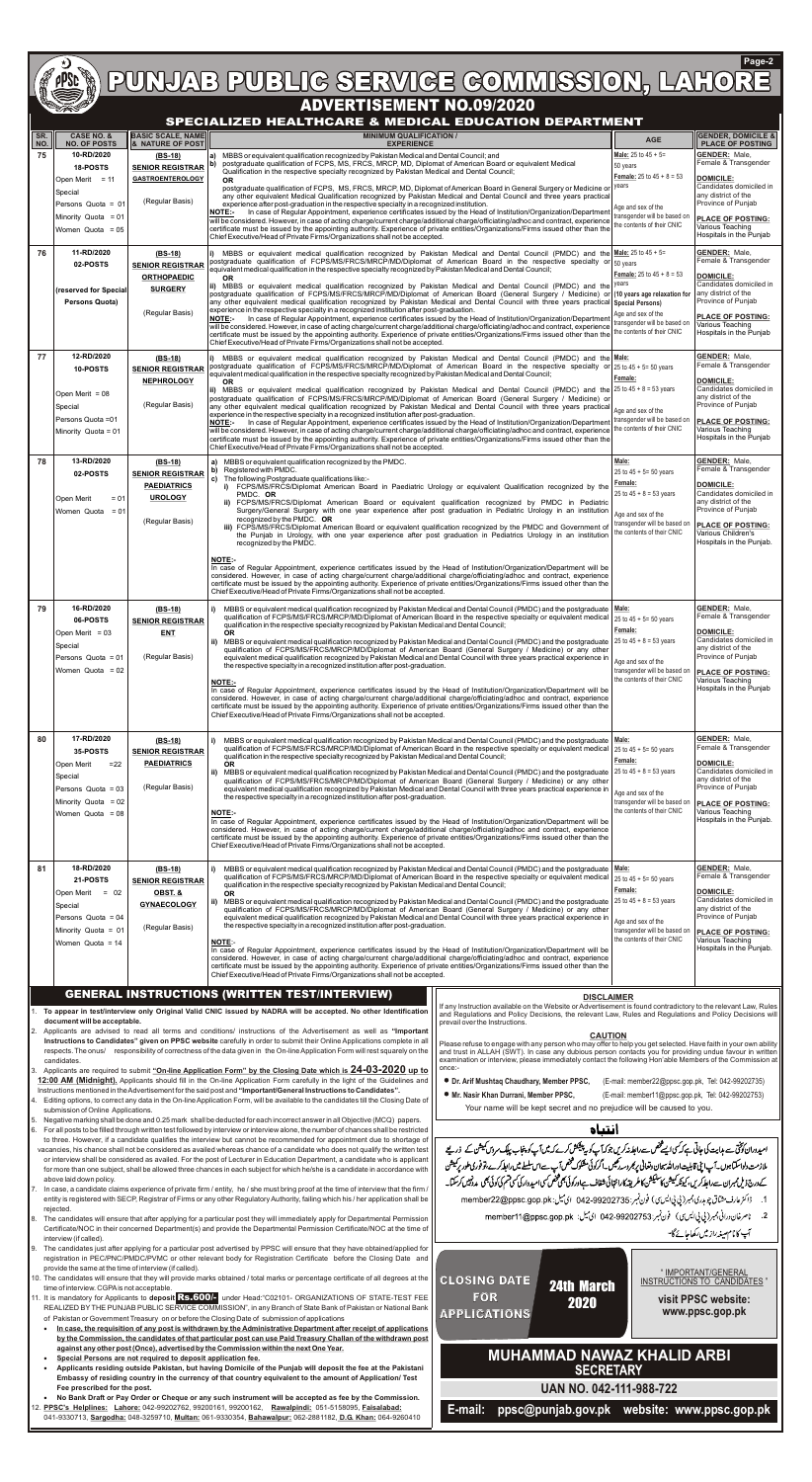# PUNJAB PUBLIC SERVICE COMMISSION, LAHORE

## ADVERTISEMENT NO.09/2020

### SPECIALIZED HEALTHCARE & MEDICAL EDUCATION DEPARTMENT

| SR. NO. | CASE NO. & NO. OF POSTS | BASIC SCALE, NAME & NATURE OF POST | MINIMUM QUALIFICATION / EXPERIENCE | AGE | GENDER, DOMICILE & PLACE OF POSTING |
|---|---|---|---|---|---|
| 75 | 10-RD/2020<br>18-POSTS<br>Open Merit = 11<br>Special Persons Quota = 01<br>Minority Quota = 01<br>Women Quota = 05 | (BS-18)<br>SENIOR REGISTRAR GASTROENTEROLOGY<br>(Regular Basis) | a) MBBS or equivalent qualification recognized by Pakistan Medical and Dental Council; and<br>b) postgraduate qualification of FCPS, MS, FRCS, MRCP, MD, Diplomat of American Board or equivalent Medical Qualification in the respective specialty recognized by Pakistan Medical and Dental Council;<br>OR<br>postgraduate qualification of FCPS, MS, FRCS, MRCP, MD, Diplomat of American Board in General Surgery or Medicine or any other equivalent Medical Qualification recognized by Pakistan Medical and Dental Council and three years practical experience after post-graduation in the respective specialty in a recognized institution.<br>NOTE:- In case of Regular Appointment, experience certificates issued by the Head of Institution/Organization/Department will be considered. However, in case of acting charge/current charge/additional charge/officiating/adhoc and contract, experience certificate must be issued by the appointing authority. Experience of private entities/Organizations/Firms issued other than the Chief Executive/Head of Private Firms/Organizations shall not be accepted. | Male: 25 to 45 + 5= 50 years<br>Female: 25 to 45 + 8 = 53 years<br>Age and sex of the transgender will be based on the contents of their CNIC | GENDER: Male, Female & Transgender<br>DOMICILE: Candidates domiciled in any district of the Province of Punjab<br>PLACE OF POSTING: Various Teaching Hospitals in the Punjab |
| 76 | 11-RD/2020<br>02-POSTS<br>(reserved for Special Persons Quota) | (BS-18)<br>SENIOR REGISTRAR ORTHOPAEDIC SURGERY<br>(Regular Basis) | i) MBBS or equivalent medical qualification recognized by Pakistan Medical and Dental Council (PMDC) and the postgraduate qualification of FCPS/MS/FRCS/MRCP/MD/Diplomat of American Board in the respective specialty or equivalent medical qualification in the respective specialty recognized by Pakistan Medical and Dental Council;<br>OR<br>ii) MBBS or equivalent medical qualification recognized by Pakistan Medical and Dental Council (PMDC) and the postgraduate qualification of FCPS/MS/FRCS/MRCP/MD/Diplomat of American Board (General Surgery / Medicine) or any other equivalent medical qualification recognized by Pakistan Medical and Dental Council with three years practical experience in the respective specialty in a recognized institution after post-graduation.<br>NOTE:- In case of Regular Appointment, experience certificates issued by the Head of Institution/Organization/Department will be considered. However, in case of acting charge/current charge/additional charge/officiating/adhoc and contract, experience certificate must be issued by the appointing authority. Experience of private entities/Organizations/Firms issued other than the Chief Executive/Head of Private Firms/Organizations shall not be accepted. | Male: 25 to 45 + 5= 50 years<br>Female: 25 to 45 + 8 = 53 years<br>(10 years age relaxation for Special Persons)<br>Age and sex of the transgender will be based on the contents of their CNIC | GENDER: Male, Female & Transgender<br>DOMICILE: Candidates domiciled in any district of the Province of Punjab<br>PLACE OF POSTING: Various Teaching Hospitals in the Punjab |
| 77 | 12-RD/2020<br>10-POSTS<br>Open Merit = 08<br>Special Persons Quota =01<br>Minority Quota = 01 | (BS-18)<br>SENIOR REGISTRAR NEPHROLOGY<br>(Regular Basis) | i) MBBS or equivalent medical qualification recognized by Pakistan Medical and Dental Council (PMDC) and the postgraduate qualification of FCPS/MS/FRCS/MRCP/MD/Diplomat of American Board in the respective specialty or equivalent medical qualification in the respective specialty recognized by Pakistan Medical and Dental Council;<br>OR<br>ii) MBBS or equivalent medical qualification recognized by Pakistan Medical and Dental Council (PMDC) and the postgraduate qualification of FCPS/MS/FRCS/MRCP/MD/Diplomat of American Board (General Surgery / Medicine) or any other equivalent medical qualification recognized by Pakistan Medical and Dental Council with three years practical experience in the respective specialty in a recognized institution after post-graduation.<br>NOTE:- In case of Regular Appointment, experience certificates issued by the Head of Institution/Organization/Department will be considered. However, in case of acting charge/current charge/additional charge/officiating/adhoc and contract, experience certificate must be issued by the appointing authority. Experience of private entities/Organizations/Firms issued other than the Chief Executive/Head of Private Firms/Organizations shall not be accepted. | Male: 25 to 45 + 5= 50 years<br>Female: 25 to 45 + 8 = 53 years<br>Age and sex of the transgender will be based on the contents of their CNIC | GENDER: Male, Female & Transgender<br>DOMICILE: Candidates domiciled in any district of the Province of Punjab<br>PLACE OF POSTING: Various Teaching Hospitals in the Punjab |
| 78 | 13-RD/2020<br>02-POSTS<br>Open Merit = 01<br>Women Quota = 01 | (BS-18)<br>SENIOR REGISTRAR PAEDIATRICS UROLOGY<br>(Regular Basis) | a) MBBS or equivalent qualification recognized by the PMDC.<br>b) Registered with PMDC.<br>c) The following Postgraduate qualifications like:-<br>i) FCPS/MS/FRCS/Diplomat American Board in Paediatric Urology or equivalent Qualification recognized by the PMDC. OR<br>ii) FCPS/MS/FRCS/Diplomat American Board or equivalent qualification recognized by PMDC in Pediatric Surgery/General Surgery with one year experience after post graduation in Pediatric Urology in an institution recognized by the PMDC. OR<br>iii) FCPS/MS/FRCS/Diplomat American Board or equivalent qualification recognized by the PMDC and Government of the Punjab in Urology, with one year experience after post graduation in Pediatrics Urology in an institution recognized by the PMDC.<br>NOTE:-<br>In case of Regular Appointment, experience certificates issued by the Head of Institution/Organization/Department will be considered. However, in case of acting charge/current charge/additional charge/officiating/adhoc and contract, experience certificate must be issued by the appointing authority. Experience of private entities/Organizations/Firms issued other than the Chief Executive/Head of Private Firms/Organizations shall not be accepted. | Male: 25 to 45 + 5= 50 years<br>Female: 25 to 45 + 8 = 53 years<br>Age and sex of the transgender will be based on the contents of their CNIC | GENDER: Male, Female & Transgender<br>DOMICILE: Candidates domiciled in any district of the Province of Punjab<br>PLACE OF POSTING: Various Children's Hospitals in the Punjab. |
| 79 | 16-RD/2020<br>06-POSTS<br>Open Merit = 03<br>Special Persons Quota = 01<br>Women Quota = 02 | (BS-18)<br>SENIOR REGISTRAR ENT<br>(Regular Basis) | i) MBBS or equivalent medical qualification recognized by Pakistan Medical and Dental Council (PMDC) and the postgraduate qualification of FCPS/MS/FRCS/MRCP/MD/Diplomat of American Board in the respective specialty or equivalent medical qualification in the respective specialty recognized by Pakistan Medical and Dental Council;<br>OR<br>ii) MBBS or equivalent medical qualification recognized by Pakistan Medical and Dental Council (PMDC) and the postgraduate qualification of FCPS/MS/FRCS/MRCP/MD/Diplomat of American Board (General Surgery / Medicine) or any other equivalent medical qualification recognized by Pakistan Medical and Dental Council with three years practical experience in the respective specialty in a recognized institution after post-graduation.<br>NOTE:-<br>In case of Regular Appointment, experience certificates issued by the Head of Institution/Organization/Department will be considered. However, in case of acting charge/current charge/additional charge/officiating/adhoc and contract, experience certificate must be issued by the appointing authority. Experience of private entities/Organizations/Firms issued other than the Chief Executive/Head of Private Firms/Organizations shall not be accepted. | Male: 25 to 45 + 5= 50 years<br>Female: 25 to 45 + 8 = 53 years<br>Age and sex of the transgender will be based on the contents of their CNIC | GENDER: Male, Female & Transgender<br>DOMICILE: Candidates domiciled in any district of the Province of Punjab<br>PLACE OF POSTING: Various Teaching Hospitals in the Punjab |
| 80 | 17-RD/2020<br>35-POSTS<br>Open Merit =22<br>Special Persons Quota = 03<br>Minority Quota = 02<br>Women Quota = 08 | (BS-18)<br>SENIOR REGISTRAR PAEDIATRICS<br>(Regular Basis) | i) MBBS or equivalent medical qualification recognized by Pakistan Medical and Dental Council (PMDC) and the postgraduate qualification of FCPS/MS/FRCS/MRCP/MD/Diplomat of American Board in the respective specialty or equivalent medical qualification in the respective specialty recognized by Pakistan Medical and Dental Council;<br>OR<br>ii) MBBS or equivalent medical qualification recognized by Pakistan Medical and Dental Council (PMDC) and the postgraduate qualification of FCPS/MS/FRCS/MRCP/MD/Diplomat of American Board (General Surgery / Medicine) or any other equivalent medical qualification recognized by Pakistan Medical and Dental Council with three years practical experience in the respective specialty in a recognized institution after post-graduation.<br>NOTE:-<br>In case of Regular Appointment, experience certificates issued by the Head of Institution/Organization/Department will be considered. However, in case of acting charge/current charge/additional charge/officiating/adhoc and contract, experience certificate must be issued by the appointing authority. Experience of private entities/Organizations/Firms issued other than the Chief Executive/Head of Private Firms/Organizations shall not be accepted. | Male: 25 to 45 + 5= 50 years<br>Female: 25 to 45 + 8 = 53 years<br>Age and sex of the transgender will be based on the contents of their CNIC | GENDER: Male, Female & Transgender<br>DOMICILE: Candidates domiciled in any district of the Province of Punjab<br>PLACE OF POSTING: Various Teaching Hospitals in the Punjab. |
| 81 | 18-RD/2020<br>21-POSTS<br>Open Merit = 02<br>Special Persons Quota = 04<br>Minority Quota = 01<br>Women Quota = 14 | (BS-18)<br>SENIOR REGISTRAR OBST. & GYNAECOLOGY<br>(Regular Basis) | i) MBBS or equivalent medical qualification recognized by Pakistan Medical and Dental Council (PMDC) and the postgraduate qualification of FCPS/MS/FRCS/MRCP/MD/Diplomat of American Board in the respective specialty or equivalent medical qualification in the respective specialty recognized by Pakistan Medical and Dental Council;<br>OR<br>ii) MBBS or equivalent medical qualification recognized by Pakistan Medical and Dental Council (PMDC) and the postgraduate qualification of FCPS/MS/FRCS/MRCP/MD/Diplomat of American Board (General Surgery / Medicine) or any other equivalent medical qualification recognized by Pakistan Medical and Dental Council with three years practical experience in the respective specialty in a recognized institution after post-graduation.<br>NOTE:-<br>In case of Regular Appointment, experience certificates issued by the Head of Institution/Organization/Department will be considered. However, in case of acting charge/current charge/additional charge/officiating/adhoc and contract, experience certificate must be issued by the appointing authority. Experience of private entities/Organizations/Firms issued other than the Chief Executive/Head of Private Firms/Organizations shall not be accepted. | Male: 25 to 45 + 5= 50 years<br>Female: 25 to 45 + 8 = 53 years<br>Age and sex of the transgender will be based on the contents of their CNIC | GENDER: Male, Female & Transgender<br>DOMICILE: Candidates domiciled in any district of the Province of Punjab<br>PLACE OF POSTING: Various Teaching Hospitals in the Punjab. |

## GENERAL INSTRUCTIONS (WRITTEN TEST/INTERVIEW)

1. **To appear in test/interview only Original Valid CNIC issued by NADRA will be accepted. No other Identification document will be acceptable.**
2. Applicants are advised to read all terms and conditions/ instructions of the Advertisement as well as **"Important Instructions to Candidates" given on PPSC website** carefully in order to submit their Online Applications complete in all respects. The onus/ responsibility of correctness of the data given in the On-line Application Form will rest squarely on the candidates.
3. Applicants are required to submit **"On-line Application Form" by the Closing Date which is 24-03-2020 up to 12:00 AM (Midnight).** Applicants should fill in the On-line Application Form carefully in the light of the Guidelines and Instructions mentioned in the Advertisement for the said post and **"Important/General Instructions to Candidates".**
4. Editing options, to correct any data in the On-line Application Form, will be available to the candidates till the Closing Date of submission of Online Applications.
5. Negative marking shall be done and 0.25 mark shall be deducted for each incorrect answer in all Objective (MCQ) papers.
6. For all posts to be filled through written test followed by interview or interview alone, the number of chances shall be restricted to three. However, if a candidate qualifies the interview but cannot be recommended for appointment due to shortage of vacancies, his chance shall not be considered as availed whereas chance of a candidate who does not qualify the written test or interview shall be considered as availed. For the post of Lecturer in Education Department, a candidate who is applicant for more than one subject, shall be allowed three chances in each subject for which he/she is a candidate in accordance with above laid down policy.
7. In case, a candidate claims experience of private firm / entity, he / she must bring proof at the time of interview that the firm / entity is registered with SECP, Registrar of Firms or any other Regulatory Authority, failing which his / her application shall be rejected.
8. The candidates will ensure that after applying for a particular post they will immediately apply for Departmental Permission Certificate/NOC in their concerned Department(s) and provide the Departmental Permission Certificate/NOC at the time of interview (if called).
9. The candidates just after applying for a particular post advertised by PPSC will ensure that they have obtained/applied for registration in PEC/PNC/PMDC/PVMC or other relevant body for Registration Certificate before the Closing Date and provide the same at the time of interview (if called).
10. The candidates will ensure that they will provide marks obtained / total marks or percentage certificate of all degrees at the time of interview. CGPA is not acceptable.
11. It is mandatory for Applicants to deposit **Rs.600/-** under Head:"C02101- ORGANIZATIONS OF STATE-TEST FEE REALIZED BY THE PUNJAB PUBLIC SERVICE COMMISSION", in any Branch of State Bank of Pakistan or National Bank of Pakistan or Government Treasury on or before the Closing Date of submission of applications
    - **In case, the requisition of any post is withdrawn by the Administrative Department after receipt of applications by the Commission, the candidates of that particular post can use Paid Treasury Challan of the withdrawn post against any other post (Once), advertised by the Commission within the next One Year.**
    - **Special Persons are not required to deposit application fee.**
    - **Applicants residing outside Pakistan, but having Domicile of the Punjab will deposit the fee at the Pakistani Embassy of residing country in the currency of that country equivalent to the amount of Application/ Test Fee prescribed for the post.**
    - **No Bank Draft or Pay Order or Cheque or any such instrument will be accepted as fee by the Commission.**
12. **PPSC's Helplines: Lahore:** 042-99202762, 99200161, 99200162, **Rawalpindi:** 051-5158095, **Faisalabad:** 041-9330713, **Sargodha:** 048-3259710, **Multan:** 061-9330354, **Bahawalpur:** 062-2881182, **D.G. Khan:** 064-9260410

## DISCLAIMER

If any Instruction available on the Website or Advertisement is found contradictory to the relevant Law, Rules and Regulations and Policy Decisions, the relevant Law, Rules and Regulations and Policy Decisions will prevail over the Instructions.

## CAUTION

Please refuse to engage with any person who may offer to help you get selected. Have faith in your own ability and trust in ALLAH (SWT). In case any dubious person contacts you for providing undue favour in written examination or interview, please immediately contact the following Hon'able Members of the Commission at once:-

- **Dr. Arif Mushtaq Chaudhary, Member PPSC,** (E-mail: member22@ppsc.gop.pk, Tel: 042-99202735)
- **Mr. Nasir Khan Durrani, Member PPSC,** (E-mail: member11@ppsc.gop.pk, Tel: 042-99202753)

Your name will be kept secret and no prejudice will be caused to you.

## انتباہ

امیدواران کوتنبیہ سے ہدایت کی جاتی ہے کہ کسی ایسے شخص سے رابطہ نہ کریں جو آپ کو پیشکش کرے کہ وہ آپ کو پنجاب پبلک سروس کمیشن کے ذریعے ملازمت دلا سکتا ہوں۔ آپ اپنی قابلیت اور اللہ سبحان وتعالیٰ پر بھروسہ رکھیں۔ اگر کوئی مشکوک شخص آپ سے اس سلسلے میں رابطہ کرے تو فوری طور پر کمیشن کے درج ذیل ممبران سے رابطہ کریں، کیونکہ کمیشن سلیکشن کا طریقہ کار انتہائی شفاف ہے اور کوئی بھی شخص کسی امیدوار کی کسی قسم کی بھی مدد نہیں کرسکتا۔

1. ڈاکٹر عارف مشتاق چوہدری (ممبر پی پی ایس سی) فون نمبر: 042-99202735 ای میل: member22@ppsc.gop.pk
2. ناصر خان درانی (ممبر پی پی ایس سی) فون نمبر: 042-99202753 ای میل: member11@ppsc.gop.pk

آپ کا نام صیغہ راز میں رکھا جائے گا۔

**CLOSING DATE FOR APPLICATIONS: 24th March 2020**

**" IMPORTANT/GENERAL INSTRUCTIONS TO CANDIDATES "**
**visit PPSC website: www.ppsc.gop.pk**

**MUHAMMAD NAWAZ KHALID ARBI**
**SECRETARY**

**UAN NO. 042-111-988-722**

**E-mail: ppsc@punjab.gov.pk website: www.ppsc.gop.pk**